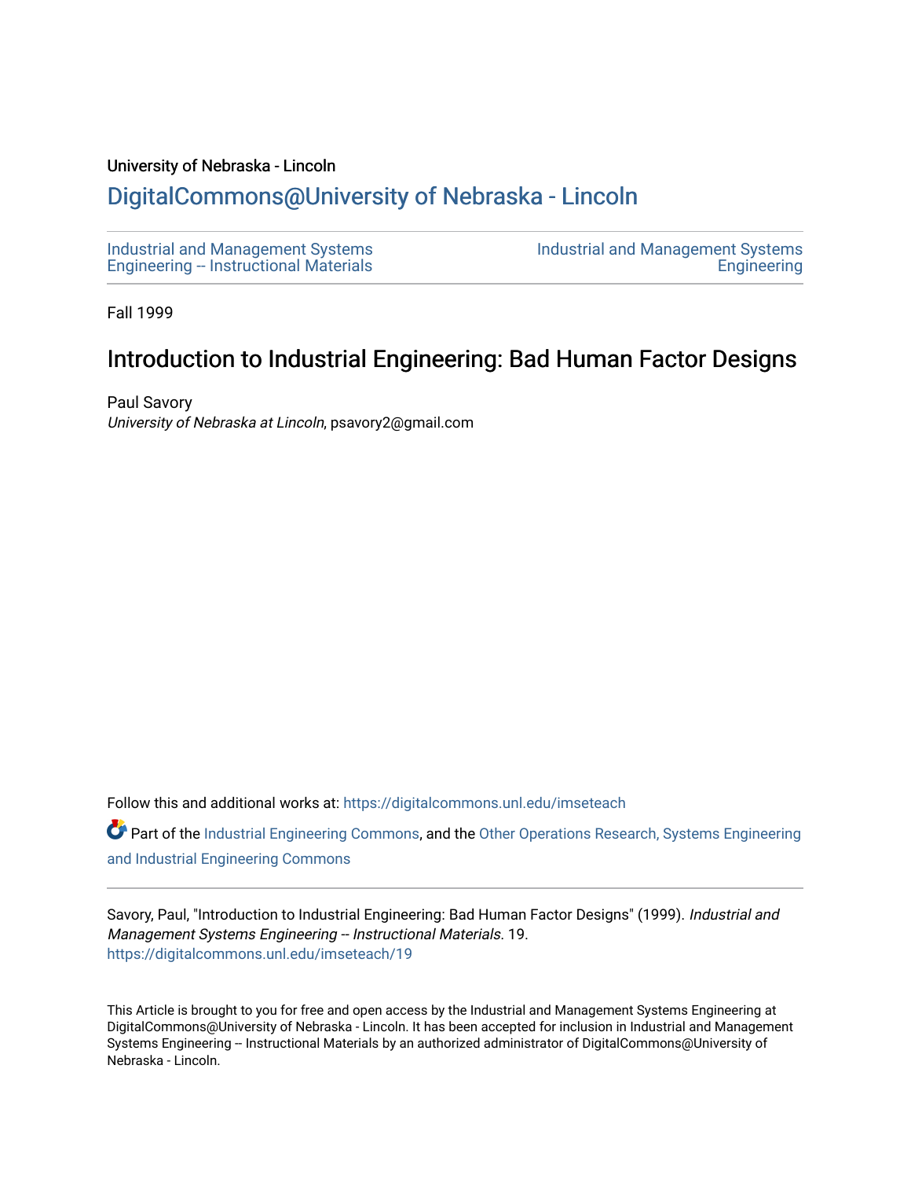University of Nebraska - Lincoln

## DigitalCommons@University of Nebraska - Lincoln

Industrial and Management Systems Engineering -- Instructional Materials

Industrial and Management Systems Engineering

Fall 1999

# Introduction to Industrial Engineering: Bad Human Factor Designs

Paul Savory
*University of Nebraska at Lincoln*, psavory2@gmail.com

Follow this and additional works at: https://digitalcommons.unl.edu/imseteach

Part of the Industrial Engineering Commons, and the Other Operations Research, Systems Engineering and Industrial Engineering Commons

Savory, Paul, "Introduction to Industrial Engineering: Bad Human Factor Designs" (1999). *Industrial and Management Systems Engineering -- Instructional Materials*. 19.
https://digitalcommons.unl.edu/imseteach/19

This Article is brought to you for free and open access by the Industrial and Management Systems Engineering at DigitalCommons@University of Nebraska - Lincoln. It has been accepted for inclusion in Industrial and Management Systems Engineering -- Instructional Materials by an authorized administrator of DigitalCommons@University of Nebraska - Lincoln.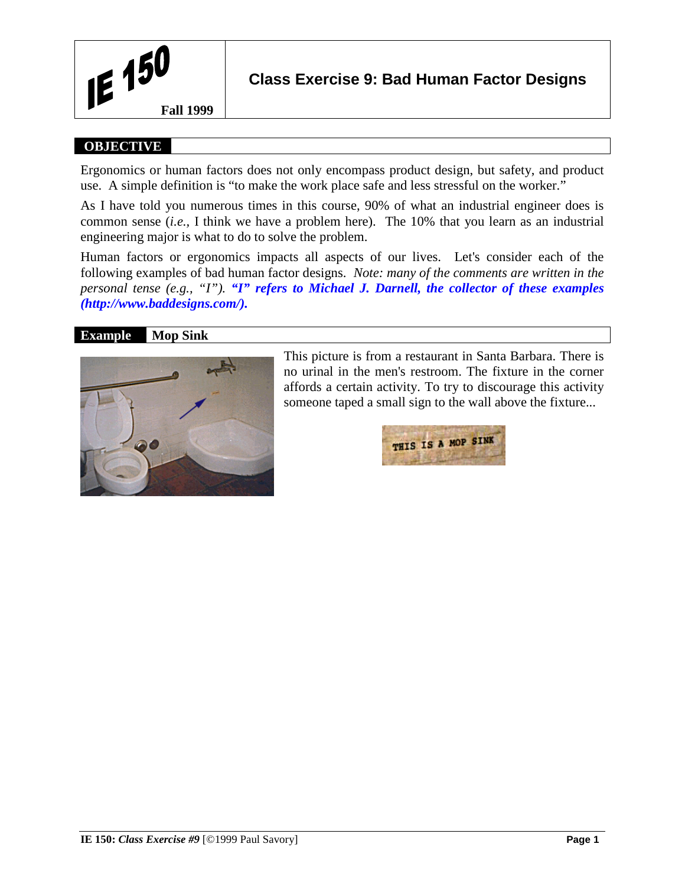# IE 150

**Fall 1999**

## Class Exercise 9: Bad Human Factor Designs

### OBJECTIVE

Ergonomics or human factors does not only encompass product design, but safety, and product use. A simple definition is "to make the work place safe and less stressful on the worker."

As I have told you numerous times in this course, 90% of what an industrial engineer does is common sense (*i.e.,* I think we have a problem here). The 10% that you learn as an industrial engineering major is what to do to solve the problem.

Human factors or ergonomics impacts all aspects of our lives. Let's consider each of the following examples of bad human factor designs. *Note: many of the comments are written in the personal tense (e.g., "I").* ***"I" refers to Michael J. Darnell, the collector of these examples (http://www.baddesigns.com/).***

### Example Mop Sink

This picture is from a restaurant in Santa Barbara. There is no urinal in the men's restroom. The fixture in the corner affords a certain activity. To try to discourage this activity someone taped a small sign to the wall above the fixture...

THIS IS A MOP SINK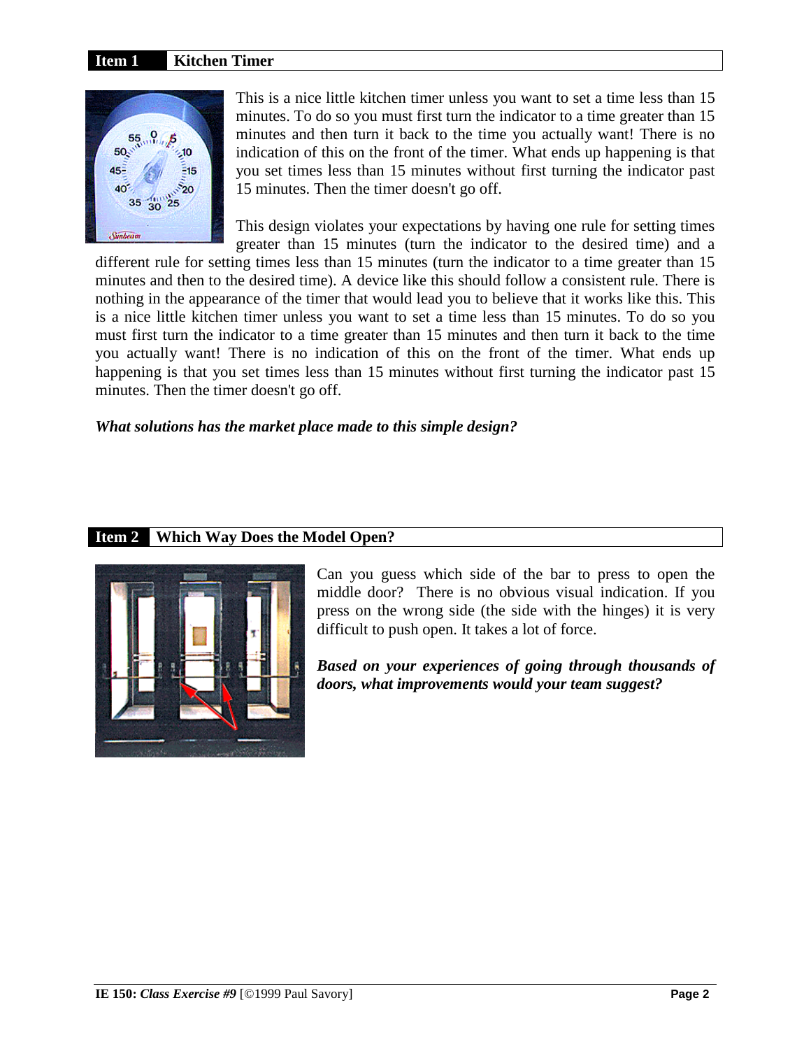## Item 1 Kitchen Timer

This is a nice little kitchen timer unless you want to set a time less than 15 minutes. To do so you must first turn the indicator to a time greater than 15 minutes and then turn it back to the time you actually want! There is no indication of this on the front of the timer. What ends up happening is that you set times less than 15 minutes without first turning the indicator past 15 minutes. Then the timer doesn't go off.

This design violates your expectations by having one rule for setting times greater than 15 minutes (turn the indicator to the desired time) and a different rule for setting times less than 15 minutes (turn the indicator to a time greater than 15 minutes and then to the desired time). A device like this should follow a consistent rule. There is nothing in the appearance of the timer that would lead you to believe that it works like this. This is a nice little kitchen timer unless you want to set a time less than 15 minutes. To do so you must first turn the indicator to a time greater than 15 minutes and then turn it back to the time you actually want! There is no indication of this on the front of the timer. What ends up happening is that you set times less than 15 minutes without first turning the indicator past 15 minutes. Then the timer doesn't go off.

***What solutions has the market place made to this simple design?***

## Item 2 Which Way Does the Model Open?

Can you guess which side of the bar to press to open the middle door? There is no obvious visual indication. If you press on the wrong side (the side with the hinges) it is very difficult to push open. It takes a lot of force.

***Based on your experiences of going through thousands of doors, what improvements would your team suggest?***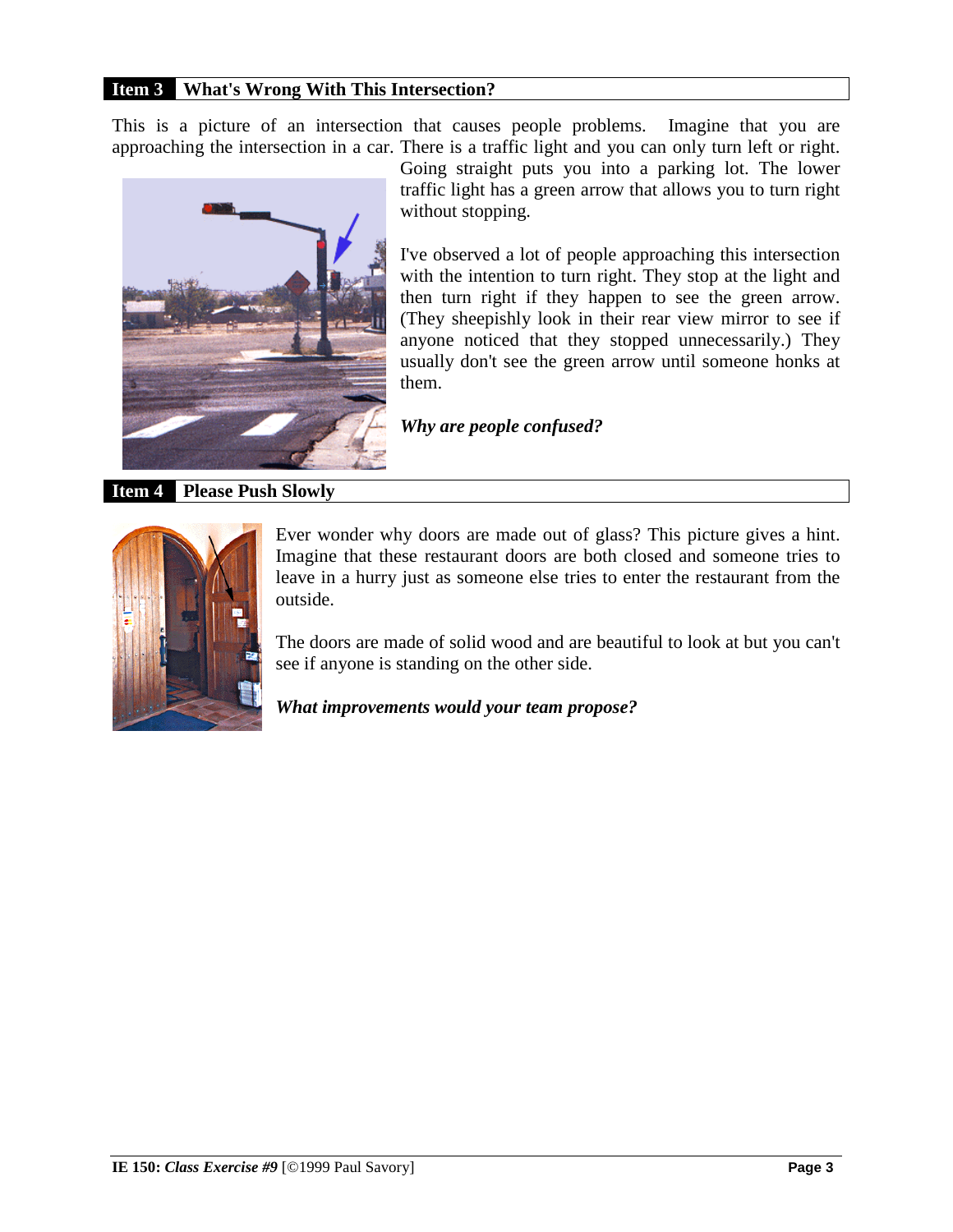## Item 3 What's Wrong With This Intersection?

This is a picture of an intersection that causes people problems. Imagine that you are approaching the intersection in a car. There is a traffic light and you can only turn left or right. Going straight puts you into a parking lot. The lower traffic light has a green arrow that allows you to turn right without stopping.

I've observed a lot of people approaching this intersection with the intention to turn right. They stop at the light and then turn right if they happen to see the green arrow. (They sheepishly look in their rear view mirror to see if anyone noticed that they stopped unnecessarily.) They usually don't see the green arrow until someone honks at them.

***Why are people confused?***

## Item 4 Please Push Slowly

Ever wonder why doors are made out of glass? This picture gives a hint. Imagine that these restaurant doors are both closed and someone tries to leave in a hurry just as someone else tries to enter the restaurant from the outside.

The doors are made of solid wood and are beautiful to look at but you can't see if anyone is standing on the other side.

***What improvements would your team propose?***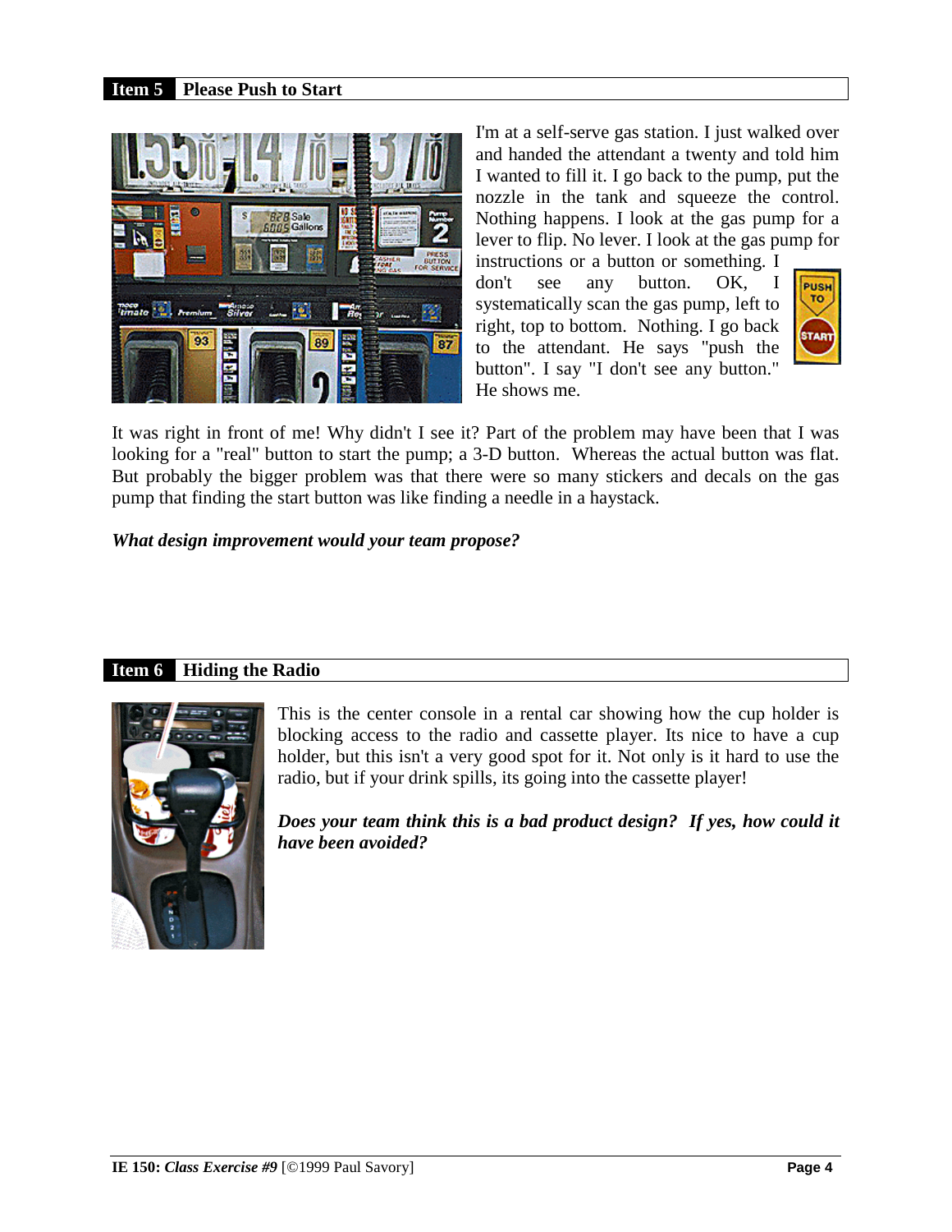## Item 5 Please Push to Start

I'm at a self-serve gas station. I just walked over and handed the attendant a twenty and told him I wanted to fill it. I go back to the pump, put the nozzle in the tank and squeeze the control. Nothing happens. I look at the gas pump for a lever to flip. No lever. I look at the gas pump for instructions or a button or something. I don't see any button. OK, I systematically scan the gas pump, left to right, top to bottom. Nothing. I go back to the attendant. He says "push the button". I say "I don't see any button." He shows me.

It was right in front of me! Why didn't I see it? Part of the problem may have been that I was looking for a "real" button to start the pump; a 3-D button. Whereas the actual button was flat. But probably the bigger problem was that there were so many stickers and decals on the gas pump that finding the start button was like finding a needle in a haystack.

***What design improvement would your team propose?***

## Item 6 Hiding the Radio

This is the center console in a rental car showing how the cup holder is blocking access to the radio and cassette player. Its nice to have a cup holder, but this isn't a very good spot for it. Not only is it hard to use the radio, but if your drink spills, its going into the cassette player!

***Does your team think this is a bad product design? If yes, how could it have been avoided?***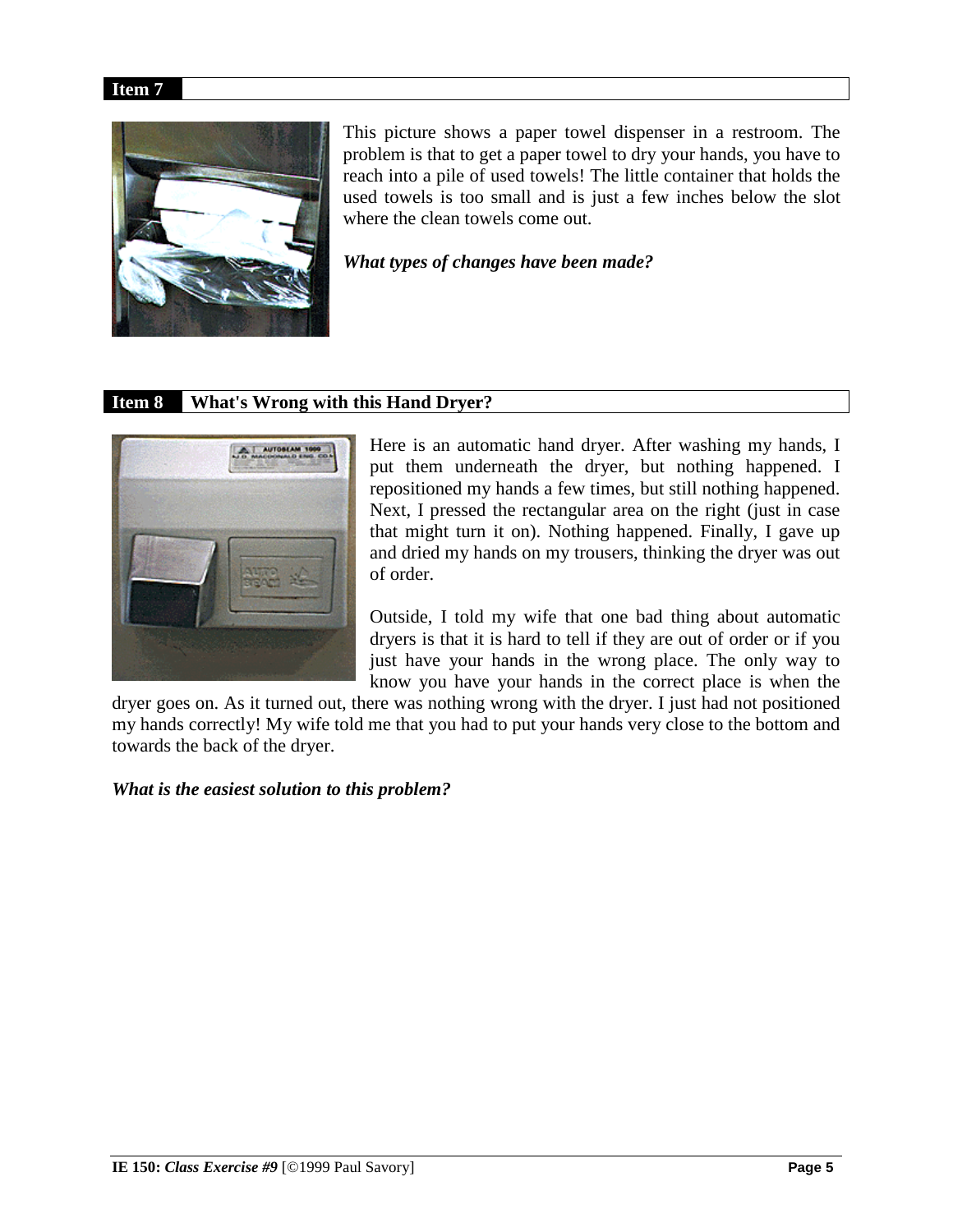## Item 7

This picture shows a paper towel dispenser in a restroom. The problem is that to get a paper towel to dry your hands, you have to reach into a pile of used towels! The little container that holds the used towels is too small and is just a few inches below the slot where the clean towels come out.

***What types of changes have been made?***

## Item 8 What's Wrong with this Hand Dryer?

Here is an automatic hand dryer. After washing my hands, I put them underneath the dryer, but nothing happened. I repositioned my hands a few times, but still nothing happened. Next, I pressed the rectangular area on the right (just in case that might turn it on). Nothing happened. Finally, I gave up and dried my hands on my trousers, thinking the dryer was out of order.

Outside, I told my wife that one bad thing about automatic dryers is that it is hard to tell if they are out of order or if you just have your hands in the wrong place. The only way to know you have your hands in the correct place is when the dryer goes on. As it turned out, there was nothing wrong with the dryer. I just had not positioned my hands correctly! My wife told me that you had to put your hands very close to the bottom and towards the back of the dryer.

***What is the easiest solution to this problem?***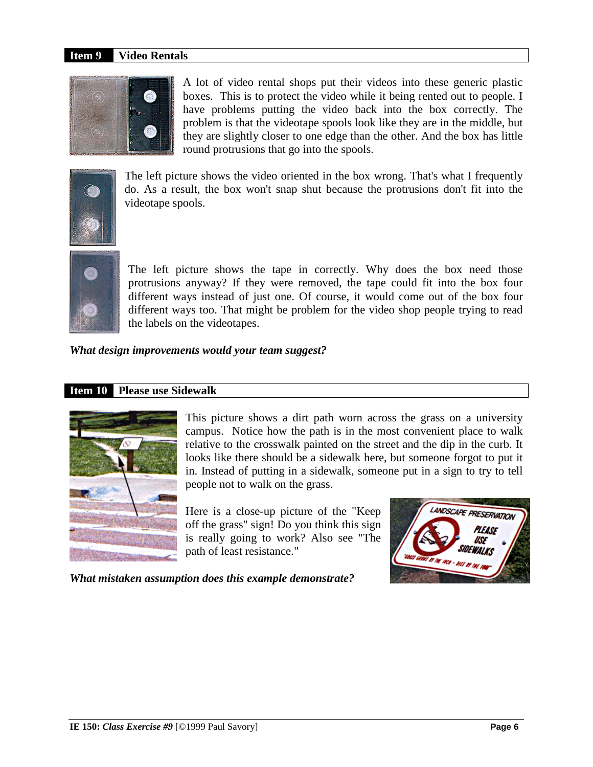## Item 9 Video Rentals

A lot of video rental shops put their videos into these generic plastic boxes. This is to protect the video while it being rented out to people. I have problems putting the video back into the box correctly. The problem is that the videotape spools look like they are in the middle, but they are slightly closer to one edge than the other. And the box has little round protrusions that go into the spools.

The left picture shows the video oriented in the box wrong. That's what I frequently do. As a result, the box won't snap shut because the protrusions don't fit into the videotape spools.

The left picture shows the tape in correctly. Why does the box need those protrusions anyway? If they were removed, the tape could fit into the box four different ways instead of just one. Of course, it would come out of the box four different ways too. That might be problem for the video shop people trying to read the labels on the videotapes.

***What design improvements would your team suggest?***

## Item 10 Please use Sidewalk

This picture shows a dirt path worn across the grass on a university campus. Notice how the path is in the most convenient place to walk relative to the crosswalk painted on the street and the dip in the curb. It looks like there should be a sidewalk here, but someone forgot to put it in. Instead of putting in a sidewalk, someone put in a sign to try to tell people not to walk on the grass.

Here is a close-up picture of the "Keep off the grass" sign! Do you think this sign is really going to work? Also see "The path of least resistance."

***What mistaken assumption does this example demonstrate?***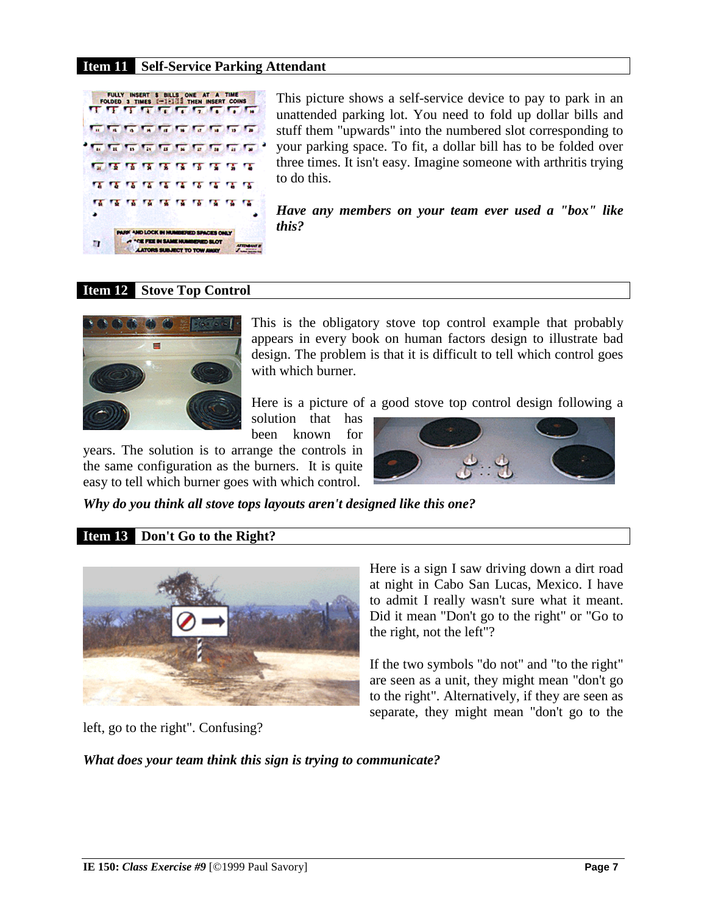## Item 11 Self-Service Parking Attendant

This picture shows a self-service device to pay to park in an unattended parking lot. You need to fold up dollar bills and stuff them "upwards" into the numbered slot corresponding to your parking space. To fit, a dollar bill has to be folded over three times. It isn't easy. Imagine someone with arthritis trying to do this.

***Have any members on your team ever used a "box" like this?***

## Item 12 Stove Top Control

This is the obligatory stove top control example that probably appears in every book on human factors design to illustrate bad design. The problem is that it is difficult to tell which control goes with which burner.

Here is a picture of a good stove top control design following a solution that has been known for years. The solution is to arrange the controls in the same configuration as the burners. It is quite easy to tell which burner goes with which control.

***Why do you think all stove tops layouts aren't designed like this one?***

## Item 13 Don't Go to the Right?

Here is a sign I saw driving down a dirt road at night in Cabo San Lucas, Mexico. I have to admit I really wasn't sure what it meant. Did it mean "Don't go to the right" or "Go to the right, not the left"?

If the two symbols "do not" and "to the right" are seen as a unit, they might mean "don't go to the right". Alternatively, if they are seen as separate, they might mean "don't go to the left, go to the right". Confusing?

***What does your team think this sign is trying to communicate?***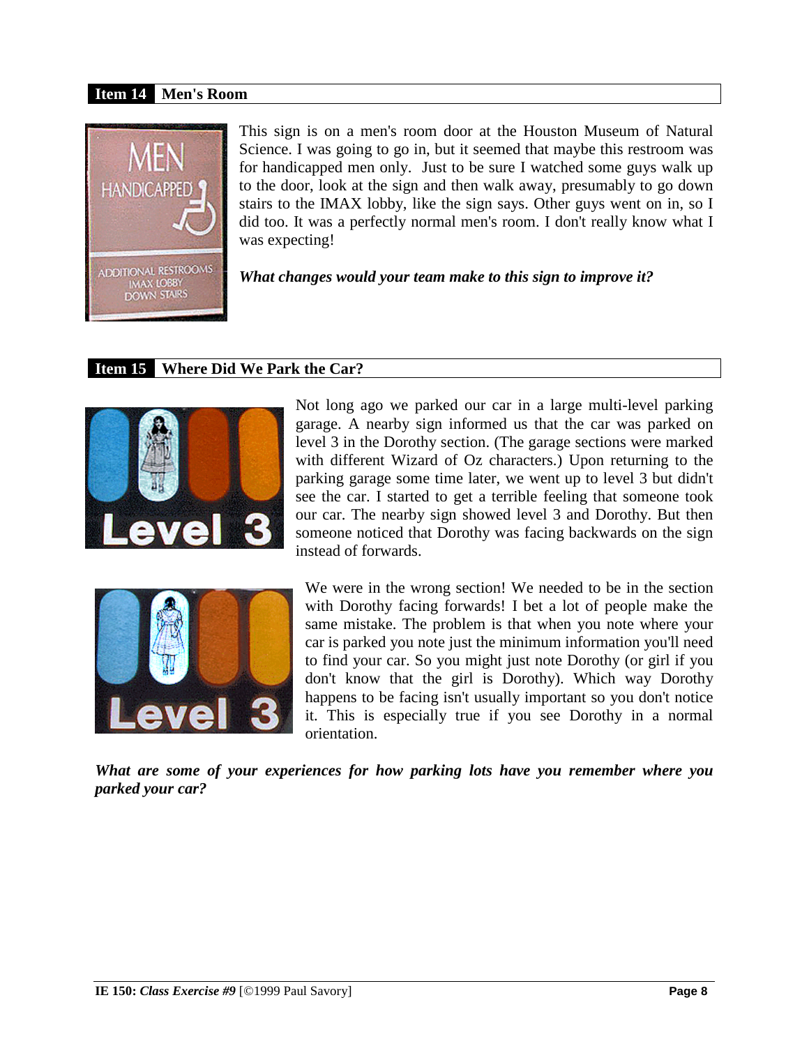## Item 14 Men's Room

This sign is on a men's room door at the Houston Museum of Natural Science. I was going to go in, but it seemed that maybe this restroom was for handicapped men only. Just to be sure I watched some guys walk up to the door, look at the sign and then walk away, presumably to go down stairs to the IMAX lobby, like the sign says. Other guys went on in, so I did too. It was a perfectly normal men's room. I don't really know what I was expecting!

***What changes would your team make to this sign to improve it?***

## Item 15 Where Did We Park the Car?

Not long ago we parked our car in a large multi-level parking garage. A nearby sign informed us that the car was parked on level 3 in the Dorothy section. (The garage sections were marked with different Wizard of Oz characters.) Upon returning to the parking garage some time later, we went up to level 3 but didn't see the car. I started to get a terrible feeling that someone took our car. The nearby sign showed level 3 and Dorothy. But then someone noticed that Dorothy was facing backwards on the sign instead of forwards.

We were in the wrong section! We needed to be in the section with Dorothy facing forwards! I bet a lot of people make the same mistake. The problem is that when you note where your car is parked you note just the minimum information you'll need to find your car. So you might just note Dorothy (or girl if you don't know that the girl is Dorothy). Which way Dorothy happens to be facing isn't usually important so you don't notice it. This is especially true if you see Dorothy in a normal orientation.

***What are some of your experiences for how parking lots have you remember where you parked your car?***